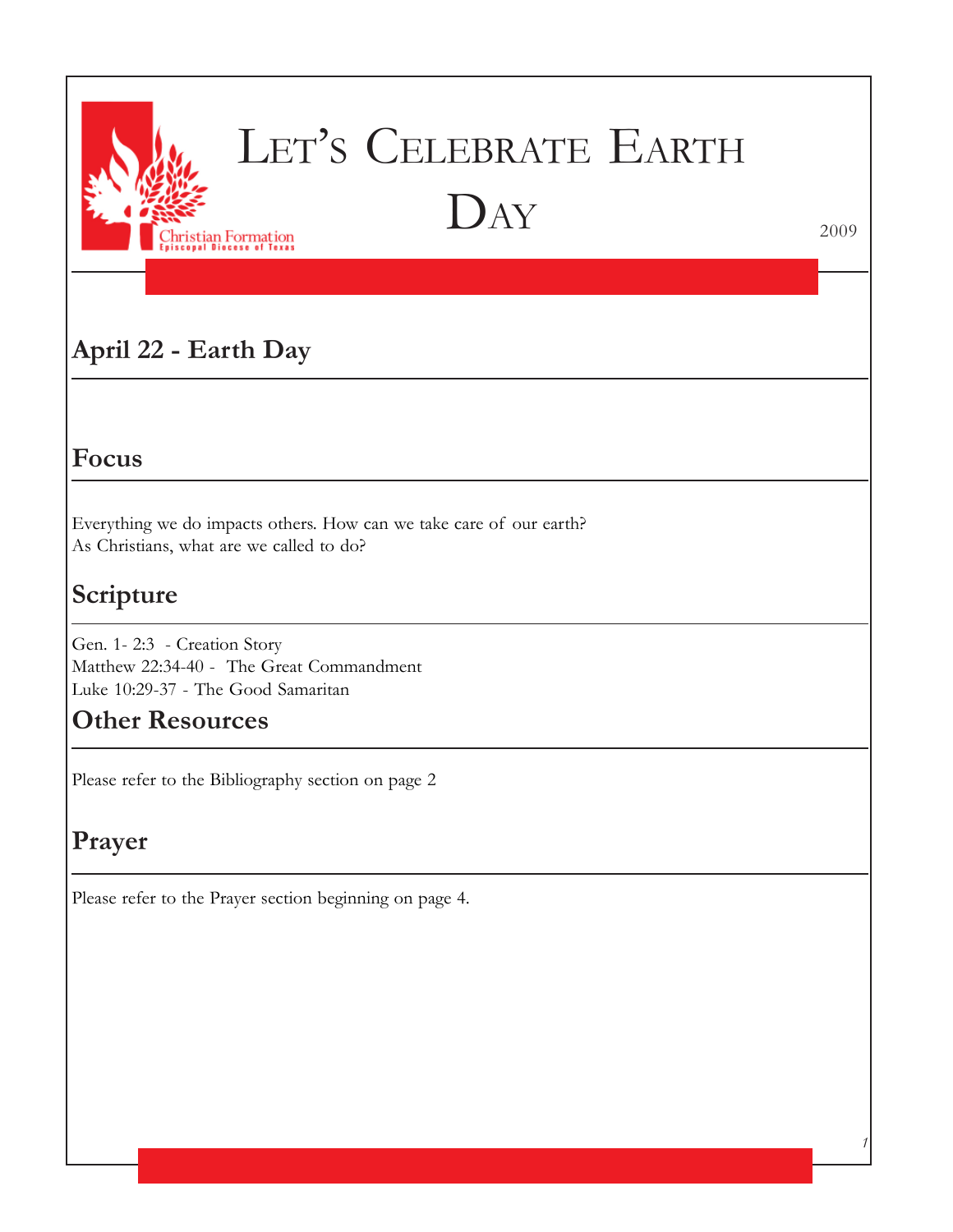Christian Formation
Episcopal Diocese of Texas

# Let's Celebrate Earth Day

2009

## April 22 - Earth Day

## Focus

Everything we do impacts others. How can we take care of our earth?
As Christians, what are we called to do?

## Scripture

Gen. 1- 2:3 - Creation Story
Matthew 22:34-40 - The Great Commandment
Luke 10:29-37 - The Good Samaritan

## Other Resources

Please refer to the Bibliography section on page 2

## Prayer

Please refer to the Prayer section beginning on page 4.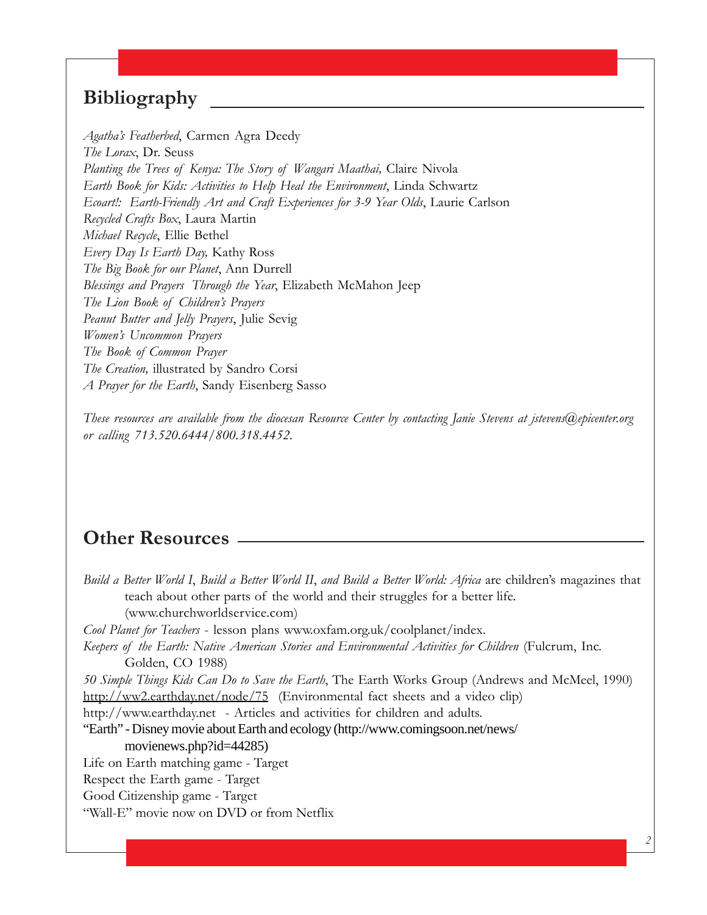## Bibliography

*Agatha's Featherbed*, Carmen Agra Deedy
*The Lorax*, Dr. Seuss
*Planting the Trees of Kenya: The Story of Wangari Maathai,* Claire Nivola
*Earth Book for Kids: Activities to Help Heal the Environment*, Linda Schwartz
*Ecoart!: Earth-Friendly Art and Craft Experiences for 3-9 Year Olds*, Laurie Carlson
*Recycled Crafts Box*, Laura Martin
*Michael Recycle*, Ellie Bethel
*Every Day Is Earth Day,* Kathy Ross
*The Big Book for our Planet*, Ann Durrell
*Blessings and Prayers Through the Year*, Elizabeth McMahon Jeep
*The Lion Book of Children's Prayers*
*Peanut Butter and Jelly Prayers*, Julie Sevig
*Women's Uncommon Prayers*
*The Book of Common Prayer*
*The Creation,* illustrated by Sandro Corsi
*A Prayer for the Earth*, Sandy Eisenberg Sasso

*These resources are available from the diocesan Resource Center by contacting Janie Stevens at jstevens@epicenter.org or calling 713.520.6444/800.318.4452.*

## Other Resources

*Build a Better World I*, *Build a Better World II*, *and Build a Better World: Africa* are children's magazines that teach about other parts of the world and their struggles for a better life. (www.churchworldservice.com)
*Cool Planet for Teachers* - lesson plans www.oxfam.org.uk/coolplanet/index.
*Keepers of the Earth: Native American Stories and Environmental Activities for Children* (Fulcrum, Inc. Golden, CO 1988)
*50 Simple Things Kids Can Do to Save the Earth*, The Earth Works Group (Andrews and McMeel, 1990)
http://ww2.earthday.net/node/75 (Environmental fact sheets and a video clip)
http://www.earthday.net - Articles and activities for children and adults.
"Earth" - Disney movie about Earth and ecology (http://www.comingsoon.net/news/movienews.php?id=44285)
Life on Earth matching game - Target
Respect the Earth game - Target
Good Citizenship game - Target
"Wall-E" movie now on DVD or from Netflix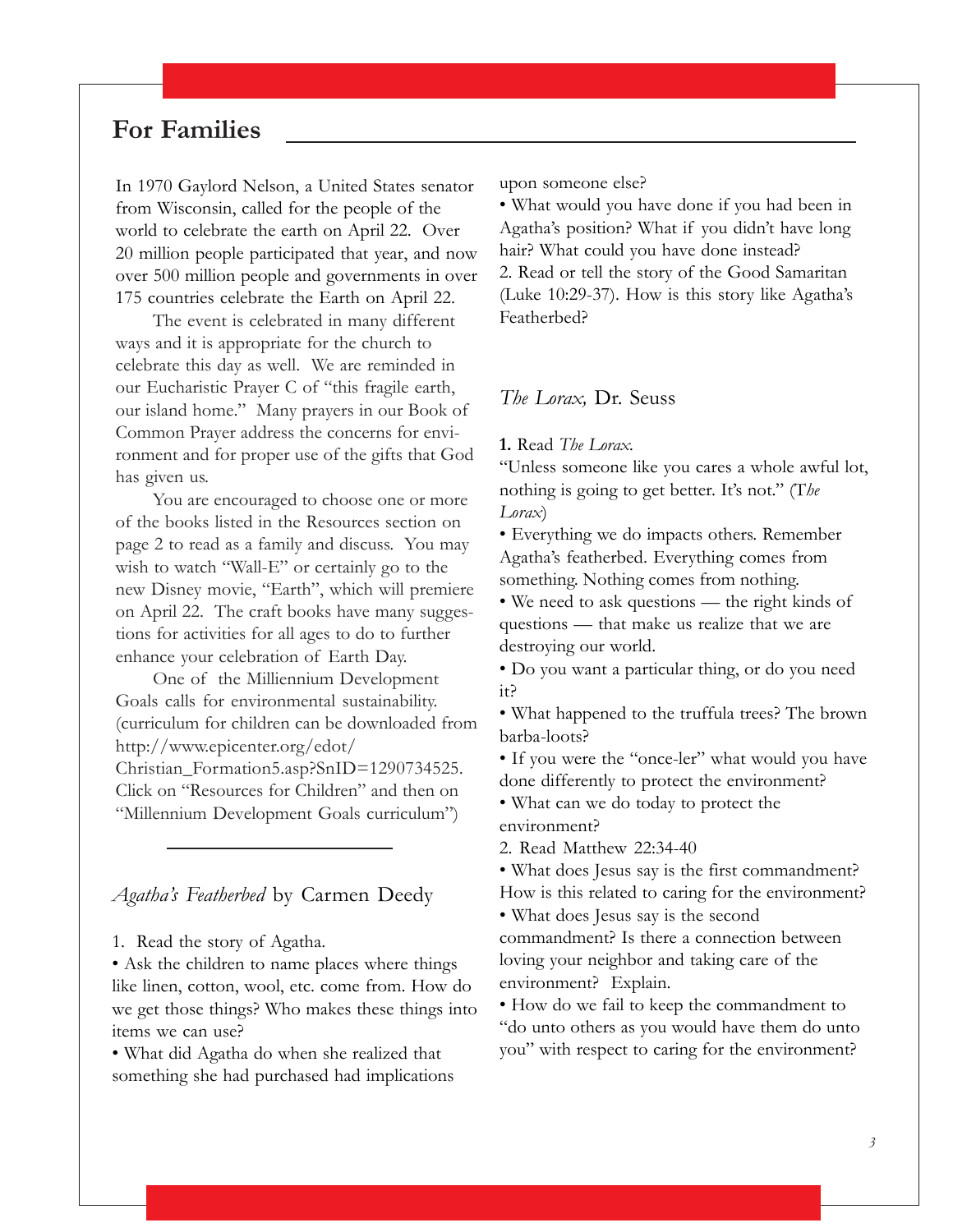## For Families

In 1970 Gaylord Nelson, a United States senator from Wisconsin, called for the people of the world to celebrate the earth on April 22. Over 20 million people participated that year, and now over 500 million people and governments in over 175 countries celebrate the Earth on April 22.

The event is celebrated in many different ways and it is appropriate for the church to celebrate this day as well. We are reminded in our Eucharistic Prayer C of "this fragile earth, our island home." Many prayers in our Book of Common Prayer address the concerns for environment and for proper use of the gifts that God has given us.

You are encouraged to choose one or more of the books listed in the Resources section on page 2 to read as a family and discuss. You may wish to watch "Wall-E" or certainly go to the new Disney movie, "Earth", which will premiere on April 22. The craft books have many suggestions for activities for all ages to do to further enhance your celebration of Earth Day.

One of the Millennium Development Goals calls for environmental sustainability. (curriculum for children can be downloaded from http://www.epicenter.org/edot/Christian_Formation5.asp?SnID=1290734525. Click on "Resources for Children" and then on "Millennium Development Goals curriculum")

---

### *Agatha's Featherbed* by Carmen Deedy

1. Read the story of Agatha.
- Ask the children to name places where things like linen, cotton, wool, etc. come from. How do we get those things? Who makes these things into items we can use?
- What did Agatha do when she realized that something she had purchased had implications upon someone else?
- What would you have done if you had been in Agatha's position? What if you didn't have long hair? What could you have done instead?

2. Read or tell the story of the Good Samaritan (Luke 10:29-37). How is this story like Agatha's Featherbed?

### *The Lorax,* Dr. Seuss

**1.** Read *The Lorax*.

"Unless someone like you cares a whole awful lot, nothing is going to get better. It's not." (*The Lorax*)

- Everything we do impacts others. Remember Agatha's featherbed. Everything comes from something. Nothing comes from nothing.
- We need to ask questions — the right kinds of questions — that make us realize that we are destroying our world.
- Do you want a particular thing, or do you need it?
- What happened to the truffula trees? The brown barba-loots?
- If you were the "once-ler" what would you have done differently to protect the environment?
- What can we do today to protect the environment?

2. Read Matthew 22:34-40
- What does Jesus say is the first commandment? How is this related to caring for the environment?
- What does Jesus say is the second commandment? Is there a connection between loving your neighbor and taking care of the environment? Explain.
- How do we fail to keep the commandment to "do unto others as you would have them do unto you" with respect to caring for the environment?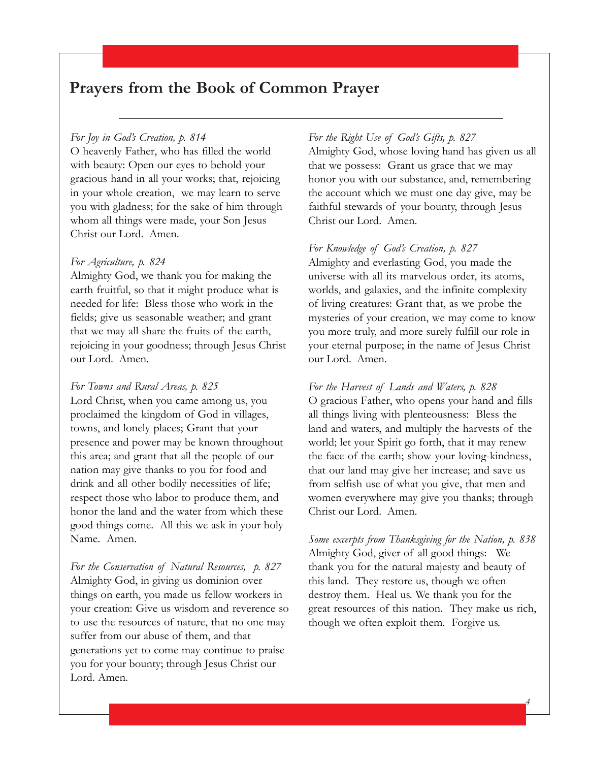# Prayers from the Book of Common Prayer

*For Joy in God's Creation, p. 814*
O heavenly Father, who has filled the world with beauty: Open our eyes to behold your gracious hand in all your works; that, rejoicing in your whole creation, we may learn to serve you with gladness; for the sake of him through whom all things were made, your Son Jesus Christ our Lord. Amen.

*For Agriculture, p. 824*
Almighty God, we thank you for making the earth fruitful, so that it might produce what is needed for life: Bless those who work in the fields; give us seasonable weather; and grant that we may all share the fruits of the earth, rejoicing in your goodness; through Jesus Christ our Lord. Amen.

*For Towns and Rural Areas, p. 825*
Lord Christ, when you came among us, you proclaimed the kingdom of God in villages, towns, and lonely places; Grant that your presence and power may be known throughout this area; and grant that all the people of our nation may give thanks to you for food and drink and all other bodily necessities of life; respect those who labor to produce them, and honor the land and the water from which these good things come. All this we ask in your holy Name. Amen.

*For the Conservation of Natural Resources, p. 827*
Almighty God, in giving us dominion over things on earth, you made us fellow workers in your creation: Give us wisdom and reverence so to use the resources of nature, that no one may suffer from our abuse of them, and that generations yet to come may continue to praise you for your bounty; through Jesus Christ our Lord. Amen.

*For the Right Use of God's Gifts, p. 827*
Almighty God, whose loving hand has given us all that we possess: Grant us grace that we may honor you with our substance, and, remembering the account which we must one day give, may be faithful stewards of your bounty, through Jesus Christ our Lord. Amen.

*For Knowledge of God's Creation, p. 827*
Almighty and everlasting God, you made the universe with all its marvelous order, its atoms, worlds, and galaxies, and the infinite complexity of living creatures: Grant that, as we probe the mysteries of your creation, we may come to know you more truly, and more surely fulfill our role in your eternal purpose; in the name of Jesus Christ our Lord. Amen.

*For the Harvest of Lands and Waters, p. 828*
O gracious Father, who opens your hand and fills all things living with plenteousness: Bless the land and waters, and multiply the harvests of the world; let your Spirit go forth, that it may renew the face of the earth; show your loving-kindness, that our land may give her increase; and save us from selfish use of what you give, that men and women everywhere may give you thanks; through Christ our Lord. Amen.

*Some excerpts from Thanksgiving for the Nation, p. 838*
Almighty God, giver of all good things: We thank you for the natural majesty and beauty of this land. They restore us, though we often destroy them. Heal us. We thank you for the great resources of this nation. They make us rich, though we often exploit them. Forgive us.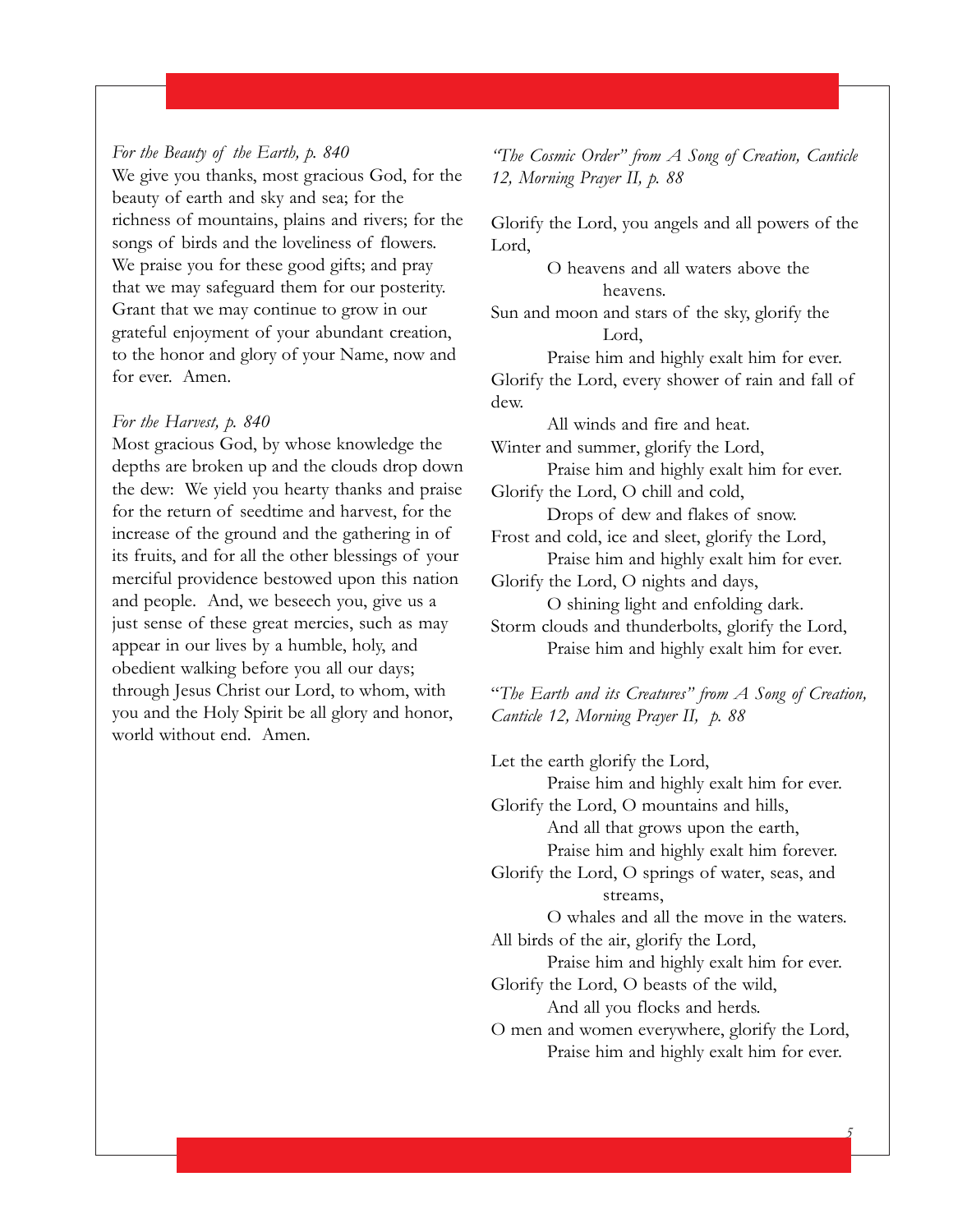*For the Beauty of the Earth, p. 840*

We give you thanks, most gracious God, for the beauty of earth and sky and sea; for the richness of mountains, plains and rivers; for the songs of birds and the loveliness of flowers. We praise you for these good gifts; and pray that we may safeguard them for our posterity. Grant that we may continue to grow in our grateful enjoyment of your abundant creation, to the honor and glory of your Name, now and for ever. Amen.

*For the Harvest, p. 840*

Most gracious God, by whose knowledge the depths are broken up and the clouds drop down the dew: We yield you hearty thanks and praise for the return of seedtime and harvest, for the increase of the ground and the gathering in of its fruits, and for all the other blessings of your merciful providence bestowed upon this nation and people. And, we beseech you, give us a just sense of these great mercies, such as may appear in our lives by a humble, holy, and obedient walking before you all our days; through Jesus Christ our Lord, to whom, with you and the Holy Spirit be all glory and honor, world without end. Amen.

*"The Cosmic Order" from A Song of Creation, Canticle 12, Morning Prayer II, p. 88*

Glorify the Lord, you angels and all powers of the Lord,
    O heavens and all waters above the heavens.
Sun and moon and stars of the sky, glorify the Lord,
    Praise him and highly exalt him for ever.
Glorify the Lord, every shower of rain and fall of dew.
    All winds and fire and heat.
Winter and summer, glorify the Lord,
    Praise him and highly exalt him for ever.
Glorify the Lord, O chill and cold,
    Drops of dew and flakes of snow.
Frost and cold, ice and sleet, glorify the Lord,
    Praise him and highly exalt him for ever.
Glorify the Lord, O nights and days,
    O shining light and enfolding dark.
Storm clouds and thunderbolts, glorify the Lord,
    Praise him and highly exalt him for ever.

*"The Earth and its Creatures" from A Song of Creation, Canticle 12, Morning Prayer II, p. 88*

Let the earth glorify the Lord,
    Praise him and highly exalt him for ever.
Glorify the Lord, O mountains and hills,
    And all that grows upon the earth,
    Praise him and highly exalt him forever.
Glorify the Lord, O springs of water, seas, and streams,
    O whales and all the move in the waters.
All birds of the air, glorify the Lord,
    Praise him and highly exalt him for ever.
Glorify the Lord, O beasts of the wild,
    And all you flocks and herds.
O men and women everywhere, glorify the Lord,
    Praise him and highly exalt him for ever.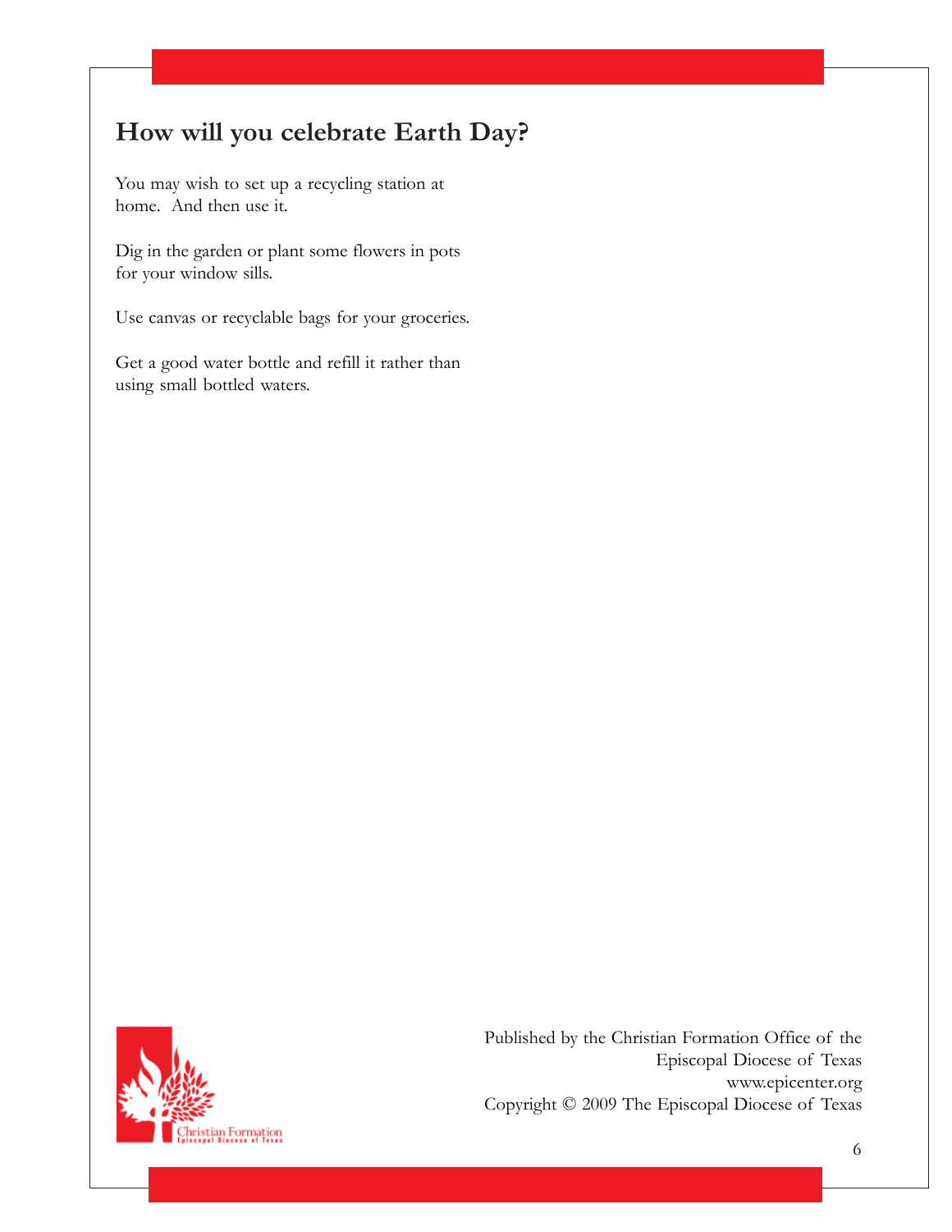## How will you celebrate Earth Day?

You may wish to set up a recycling station at home. And then use it.

Dig in the garden or plant some flowers in pots for your window sills.

Use canvas or recyclable bags for your groceries.

Get a good water bottle and refill it rather than using small bottled waters.

Christian Formation
Episcopal Diocese of Texas

Published by the Christian Formation Office of the Episcopal Diocese of Texas
www.epicenter.org
Copyright © 2009 The Episcopal Diocese of Texas